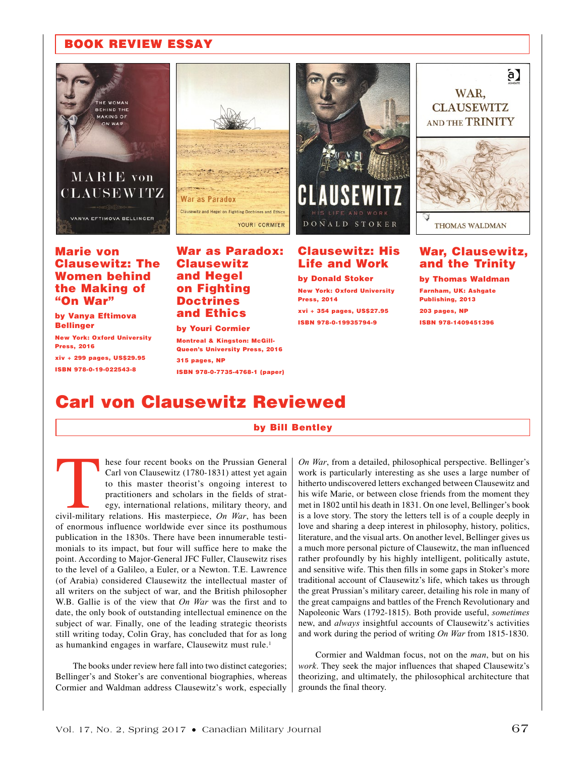## BOOK REVIEW ESSAY

**Marie von Clausewitz: The Women behind the Making of "On War"**

**by Vanya Eftimova Bellinger**

New York: Oxford University Press, 2016

xiv + 299 pages, US$29.95

ISBN 978-0-19-022543-8

**War as Paradox: Clausewitz and Hegel on Fighting Doctrines and Ethics**

**by Youri Cormier**

Montreal & Kingston: McGill-Queen's University Press, 2016

315 pages, NP

ISBN 978-0-7735-4768-1 (paper)

**Clausewitz: His Life and Work**

**by Donald Stoker**

New York: Oxford University Press, 2014

xvi + 354 pages, US$27.95

ISBN 978-0-19935794-9

**War, Clausewitz, and the Trinity**

**by Thomas Waldman**

Farnham, UK: Ashgate Publishing, 2013

203 pages, NP

ISBN 978-1409451396

# Carl von Clausewitz Reviewed

**by Bill Bentley**

These four recent books on the Prussian General Carl von Clausewitz (1780-1831) attest yet again to this master theorist's ongoing interest to practitioners and scholars in the fields of strategy, international relations, military theory, and civil-military relations. His masterpiece, *On War*, has been of enormous influence worldwide ever since its posthumous publication in the 1830s. There have been innumerable testimonials to its impact, but four will suffice here to make the point. According to Major-General JFC Fuller, Clausewitz rises to the level of a Galileo, a Euler, or a Newton. T.E. Lawrence (of Arabia) considered Clausewitz the intellectual master of all writers on the subject of war, and the British philosopher W.B. Gallie is of the view that *On War* was the first and to date, the only book of outstanding intellectual eminence on the subject of war. Finally, one of the leading strategic theorists still writing today, Colin Gray, has concluded that for as long as humankind engages in warfare, Clausewitz must rule.[1]

The books under review here fall into two distinct categories; Bellinger's and Stoker's are conventional biographies, whereas Cormier and Waldman address Clausewitz's work, especially *On War*, from a detailed, philosophical perspective. Bellinger's work is particularly interesting as she uses a large number of hitherto undiscovered letters exchanged between Clausewitz and his wife Marie, or between close friends from the moment they met in 1802 until his death in 1831. On one level, Bellinger's book is a love story. The story the letters tell is of a couple deeply in love and sharing a deep interest in philosophy, history, politics, literature, and the visual arts. On another level, Bellinger gives us a much more personal picture of Clausewitz, the man influenced rather profoundly by his highly intelligent, politically astute, and sensitive wife. This then fills in some gaps in Stoker's more traditional account of Clausewitz's life, which takes us through the great Prussian's military career, detailing his role in many of the great campaigns and battles of the French Revolutionary and Napoleonic Wars (1792-1815). Both provide useful, *sometimes* new, and *always* insightful accounts of Clausewitz's activities and work during the period of writing *On War* from 1815-1830.

Cormier and Waldman focus, not on the *man*, but on his *work*. They seek the major influences that shaped Clausewitz's theorizing, and ultimately, the philosophical architecture that grounds the final theory.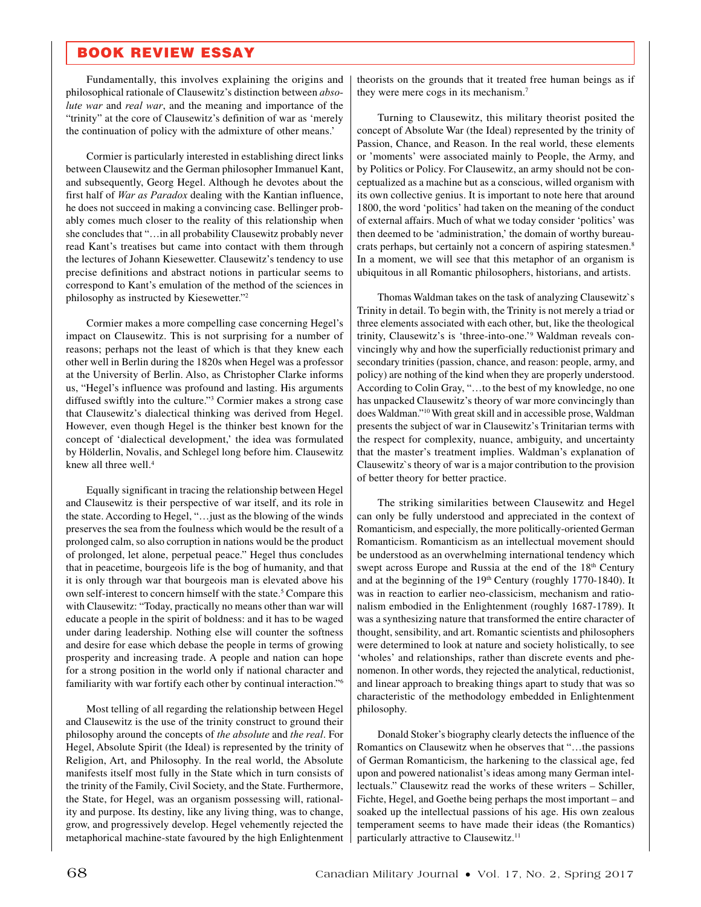Fundamentally, this involves explaining the origins and philosophical rationale of Clausewitz's distinction between *absolute war* and *real war*, and the meaning and importance of the "trinity" at the core of Clausewitz's definition of war as 'merely the continuation of policy with the admixture of other means.'

Cormier is particularly interested in establishing direct links between Clausewitz and the German philosopher Immanuel Kant, and subsequently, Georg Hegel. Although he devotes about the first half of *War as Paradox* dealing with the Kantian influence, he does not succeed in making a convincing case. Bellinger probably comes much closer to the reality of this relationship when she concludes that "…in all probability Clausewitz probably never read Kant's treatises but came into contact with them through the lectures of Johann Kiesewetter. Clausewitz's tendency to use precise definitions and abstract notions in particular seems to correspond to Kant's emulation of the method of the sciences in philosophy as instructed by Kiesewetter."[2]

Cormier makes a more compelling case concerning Hegel's impact on Clausewitz. This is not surprising for a number of reasons; perhaps not the least of which is that they knew each other well in Berlin during the 1820s when Hegel was a professor at the University of Berlin. Also, as Christopher Clarke informs us, "Hegel's influence was profound and lasting. His arguments diffused swiftly into the culture."[3] Cormier makes a strong case that Clausewitz's dialectical thinking was derived from Hegel. However, even though Hegel is the thinker best known for the concept of 'dialectical development,' the idea was formulated by Hölderlin, Novalis, and Schlegel long before him. Clausewitz knew all three well.[4]

Equally significant in tracing the relationship between Hegel and Clausewitz is their perspective of war itself, and its role in the state. According to Hegel, "…just as the blowing of the winds preserves the sea from the foulness which would be the result of a prolonged calm, so also corruption in nations would be the product of prolonged, let alone, perpetual peace." Hegel thus concludes that in peacetime, bourgeois life is the bog of humanity, and that it is only through war that bourgeois man is elevated above his own self-interest to concern himself with the state.[5] Compare this with Clausewitz: "Today, practically no means other than war will educate a people in the spirit of boldness: and it has to be waged under daring leadership. Nothing else will counter the softness and desire for ease which debase the people in terms of growing prosperity and increasing trade. A people and nation can hope for a strong position in the world only if national character and familiarity with war fortify each other by continual interaction."[6]

Most telling of all regarding the relationship between Hegel and Clausewitz is the use of the trinity construct to ground their philosophy around the concepts of *the absolute* and *the real*. For Hegel, Absolute Spirit (the Ideal) is represented by the trinity of Religion, Art, and Philosophy. In the real world, the Absolute manifests itself most fully in the State which in turn consists of the trinity of the Family, Civil Society, and the State. Furthermore, the State, for Hegel, was an organism possessing will, rationality and purpose. Its destiny, like any living thing, was to change, grow, and progressively develop. Hegel vehemently rejected the metaphorical machine-state favoured by the high Enlightenment theorists on the grounds that it treated free human beings as if they were mere cogs in its mechanism.[7]

Turning to Clausewitz, this military theorist posited the concept of Absolute War (the Ideal) represented by the trinity of Passion, Chance, and Reason. In the real world, these elements or 'moments' were associated mainly to People, the Army, and by Politics or Policy. For Clausewitz, an army should not be conceptualized as a machine but as a conscious, willed organism with its own collective genius. It is important to note here that around 1800, the word 'politics' had taken on the meaning of the conduct of external affairs. Much of what we today consider 'politics' was then deemed to be 'administration,' the domain of worthy bureaucrats perhaps, but certainly not a concern of aspiring statesmen.[8] In a moment, we will see that this metaphor of an organism is ubiquitous in all Romantic philosophers, historians, and artists.

Thomas Waldman takes on the task of analyzing Clausewitz`s Trinity in detail. To begin with, the Trinity is not merely a triad or three elements associated with each other, but, like the theological trinity, Clausewitz's is 'three-into-one.'[9] Waldman reveals convincingly why and how the superficially reductionist primary and secondary trinities (passion, chance, and reason: people, army, and policy) are nothing of the kind when they are properly understood. According to Colin Gray, "…to the best of my knowledge, no one has unpacked Clausewitz's theory of war more convincingly than does Waldman."[10] With great skill and in accessible prose, Waldman presents the subject of war in Clausewitz's Trinitarian terms with the respect for complexity, nuance, ambiguity, and uncertainty that the master's treatment implies. Waldman's explanation of Clausewitz`s theory of war is a major contribution to the provision of better theory for better practice.

The striking similarities between Clausewitz and Hegel can only be fully understood and appreciated in the context of Romanticism, and especially, the more politically-oriented German Romanticism. Romanticism as an intellectual movement should be understood as an overwhelming international tendency which swept across Europe and Russia at the end of the 18th Century and at the beginning of the 19th Century (roughly 1770-1840). It was in reaction to earlier neo-classicism, mechanism and rationalism embodied in the Enlightenment (roughly 1687-1789). It was a synthesizing nature that transformed the entire character of thought, sensibility, and art. Romantic scientists and philosophers were determined to look at nature and society holistically, to see 'wholes' and relationships, rather than discrete events and phenomenon. In other words, they rejected the analytical, reductionist, and linear approach to breaking things apart to study that was so characteristic of the methodology embedded in Enlightenment philosophy.

Donald Stoker's biography clearly detects the influence of the Romantics on Clausewitz when he observes that "…the passions of German Romanticism, the harkening to the classical age, fed upon and powered nationalist's ideas among many German intellectuals." Clausewitz read the works of these writers – Schiller, Fichte, Hegel, and Goethe being perhaps the most important – and soaked up the intellectual passions of his age. His own zealous temperament seems to have made their ideas (the Romantics) particularly attractive to Clausewitz.[11]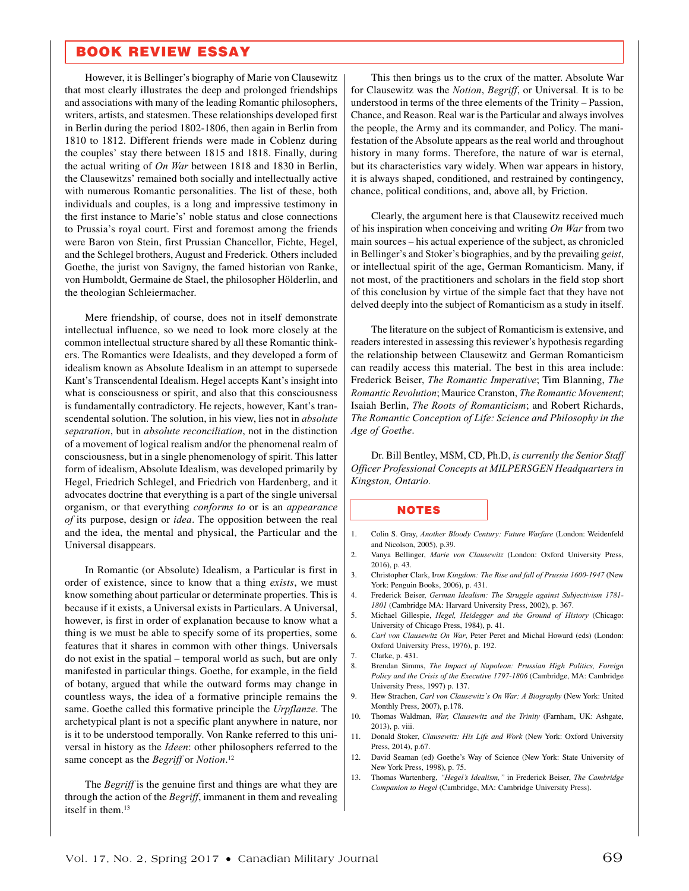However, it is Bellinger's biography of Marie von Clausewitz that most clearly illustrates the deep and prolonged friendships and associations with many of the leading Romantic philosophers, writers, artists, and statesmen. These relationships developed first in Berlin during the period 1802-1806, then again in Berlin from 1810 to 1812. Different friends were made in Coblenz during the couples' stay there between 1815 and 1818. Finally, during the actual writing of *On War* between 1818 and 1830 in Berlin, the Clausewitzs' remained both socially and intellectually active with numerous Romantic personalities. The list of these, both individuals and couples, is a long and impressive testimony in the first instance to Marie's' noble status and close connections to Prussia's royal court. First and foremost among the friends were Baron von Stein, first Prussian Chancellor, Fichte, Hegel, and the Schlegel brothers, August and Frederick. Others included Goethe, the jurist von Savigny, the famed historian von Ranke, von Humboldt, Germaine de Stael, the philosopher Hölderlin, and the theologian Schleiermacher.

Mere friendship, of course, does not in itself demonstrate intellectual influence, so we need to look more closely at the common intellectual structure shared by all these Romantic thinkers. The Romantics were Idealists, and they developed a form of idealism known as Absolute Idealism in an attempt to supersede Kant's Transcendental Idealism. Hegel accepts Kant's insight into what is consciousness or spirit, and also that this consciousness is fundamentally contradictory. He rejects, however, Kant's transcendental solution. The solution, in his view, lies not in *absolute separation*, but in *absolute reconciliation*, not in the distinction of a movement of logical realism and/or the phenomenal realm of consciousness, but in a single phenomenology of spirit. This latter form of idealism, Absolute Idealism, was developed primarily by Hegel, Friedrich Schlegel, and Friedrich von Hardenberg, and it advocates doctrine that everything is a part of the single universal organism, or that everything *conforms to* or is an *appearance of* its purpose, design or *idea*. The opposition between the real and the idea, the mental and physical, the Particular and the Universal disappears.

In Romantic (or Absolute) Idealism, a Particular is first in order of existence, since to know that a thing *exists*, we must know something about particular or determinate properties. This is because if it exists, a Universal exists in Particulars. A Universal, however, is first in order of explanation because to know what a thing is we must be able to specify some of its properties, some features that it shares in common with other things. Universals do not exist in the spatial – temporal world as such, but are only manifested in particular things. Goethe, for example, in the field of botany, argued that while the outward forms may change in countless ways, the idea of a formative principle remains the same. Goethe called this formative principle the *Urpflanze*. The archetypical plant is not a specific plant anywhere in nature, nor is it to be understood temporally. Von Ranke referred to this universal in history as the *Ideen*: other philosophers referred to the same concept as the *Begriff* or *Notion*.[12]

The *Begriff* is the genuine first and things are what they are through the action of the *Begriff*, immanent in them and revealing itself in them.[13]

This then brings us to the crux of the matter. Absolute War for Clausewitz was the *Notion*, *Begriff*, or Universal. It is to be understood in terms of the three elements of the Trinity – Passion, Chance, and Reason. Real war is the Particular and always involves the people, the Army and its commander, and Policy. The manifestation of the Absolute appears as the real world and throughout history in many forms. Therefore, the nature of war is eternal, but its characteristics vary widely. When war appears in history, it is always shaped, conditioned, and restrained by contingency, chance, political conditions, and, above all, by Friction.

Clearly, the argument here is that Clausewitz received much of his inspiration when conceiving and writing *On War* from two main sources – his actual experience of the subject, as chronicled in Bellinger's and Stoker's biographies, and by the prevailing *geist*, or intellectual spirit of the age, German Romanticism. Many, if not most, of the practitioners and scholars in the field stop short of this conclusion by virtue of the simple fact that they have not delved deeply into the subject of Romanticism as a study in itself.

The literature on the subject of Romanticism is extensive, and readers interested in assessing this reviewer's hypothesis regarding the relationship between Clausewitz and German Romanticism can readily access this material. The best in this area include: Frederick Beiser, *The Romantic Imperative*; Tim Blanning, *The Romantic Revolution*; Maurice Cranston, *The Romantic Movement*; Isaiah Berlin, *The Roots of Romanticism*; and Robert Richards, *The Romantic Conception of Life: Science and Philosophy in the Age of Goethe*.

Dr. Bill Bentley, MSM, CD, Ph.D, *is currently the Senior Staff Officer Professional Concepts at MILPERSGEN Headquarters in Kingston, Ontario.*

## NOTES

1. Colin S. Gray, *Another Bloody Century: Future Warfare* (London: Weidenfeld and Nicolson, 2005), p.39.
2. Vanya Bellinger, *Marie von Clausewitz* (London: Oxford University Press, 2016), p. 43.
3. Christopher Clark, I*ron Kingdom: The Rise and fall of Prussia 1600-1947* (New York: Penguin Books, 2006), p. 431.
4. Frederick Beiser, *German Idealism: The Struggle against Subjectivism 1781-1801* (Cambridge MA: Harvard University Press, 2002), p. 367.
5. Michael Gillespie, *Hegel, Heidegger and the Ground of History* (Chicago: University of Chicago Press, 1984), p. 41.
6. *Carl von Clausewitz On War*, Peter Peret and Michal Howard (eds) (London: Oxford University Press, 1976), p. 192.
7. Clarke, p. 431.
8. Brendan Simms, *The Impact of Napoleon: Prussian High Politics, Foreign Policy and the Crisis of the Executive 1797-1806* (Cambridge, MA: Cambridge University Press, 1997) p. 137.
9. Hew Strachen, *Carl von Clausewitz`s On War: A Biography* (New York: United Monthly Press, 2007), p.178.
10. Thomas Waldman, *War, Clausewitz and the Trinity* (Farnham, UK: Ashgate, 2013), p. viii.
11. Donald Stoker, *Clausewitz: His Life and Work* (New York: Oxford University Press, 2014), p.67.
12. David Seaman (ed) Goethe's Way of Science (New York: State University of New York Press, 1998), p. 75.
13. Thomas Wartenberg, *"Hegel's Idealism,"* in Frederick Beiser, *The Cambridge Companion to Hegel* (Cambridge, MA: Cambridge University Press).